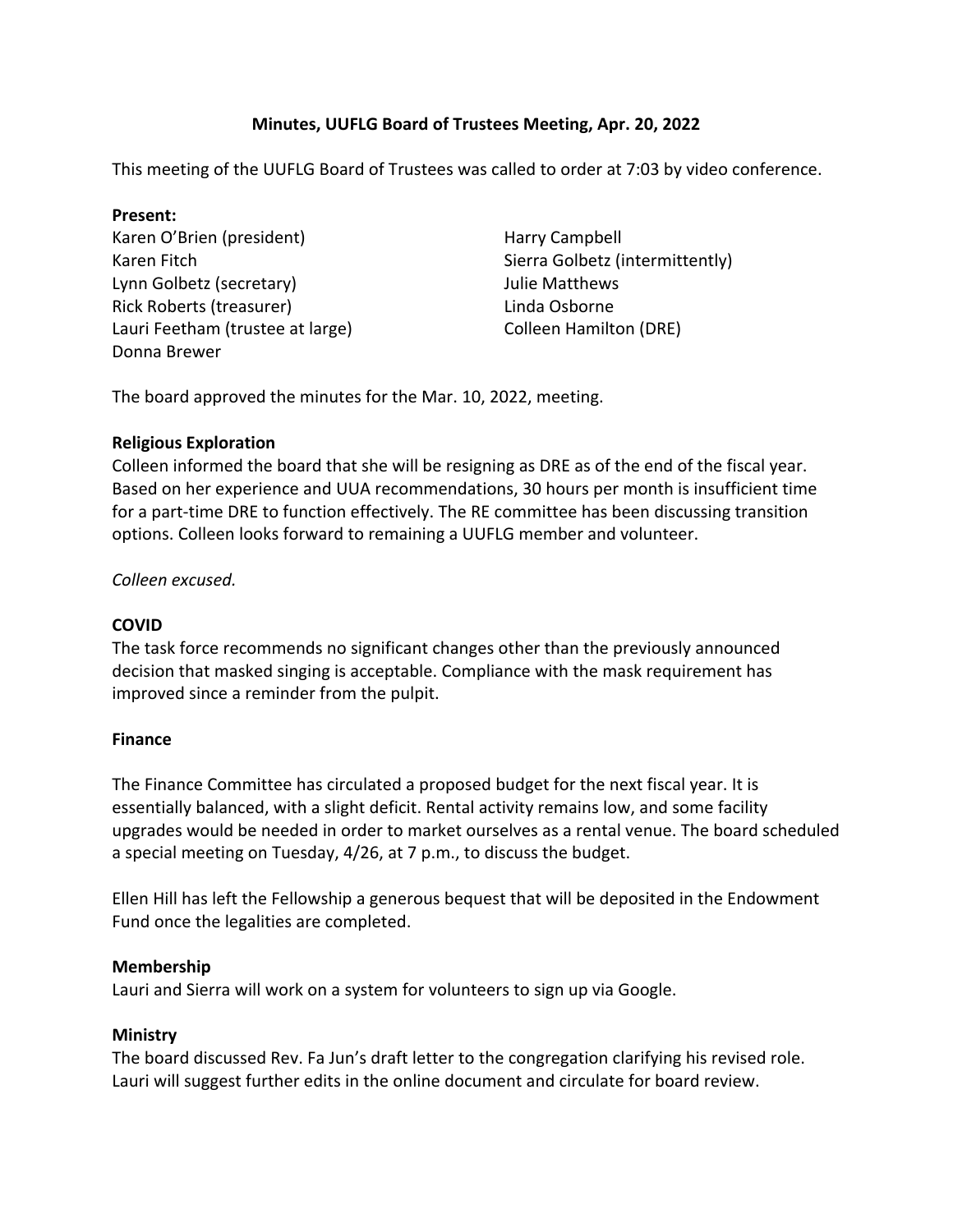# Minutes, UUFLG Board of Trustees Meeting, Apr. 20, 2022

This meeting of the UUFLG Board of Trustees was called to order at 7:03 by video conference.

**Present:**

Karen O'Brien (president)
Karen Fitch
Lynn Golbetz (secretary)
Rick Roberts (treasurer)
Lauri Feetham (trustee at large)
Donna Brewer
Harry Campbell
Sierra Golbetz (intermittently)
Julie Matthews
Linda Osborne
Colleen Hamilton (DRE)

The board approved the minutes for the Mar. 10, 2022, meeting.

**Religious Exploration**

Colleen informed the board that she will be resigning as DRE as of the end of the fiscal year. Based on her experience and UUA recommendations, 30 hours per month is insufficient time for a part-time DRE to function effectively. The RE committee has been discussing transition options. Colleen looks forward to remaining a UUFLG member and volunteer.

*Colleen excused.*

**COVID**

The task force recommends no significant changes other than the previously announced decision that masked singing is acceptable. Compliance with the mask requirement has improved since a reminder from the pulpit.

**Finance**

The Finance Committee has circulated a proposed budget for the next fiscal year. It is essentially balanced, with a slight deficit. Rental activity remains low, and some facility upgrades would be needed in order to market ourselves as a rental venue. The board scheduled a special meeting on Tuesday, 4/26, at 7 p.m., to discuss the budget.

Ellen Hill has left the Fellowship a generous bequest that will be deposited in the Endowment Fund once the legalities are completed.

**Membership**

Lauri and Sierra will work on a system for volunteers to sign up via Google.

**Ministry**

The board discussed Rev. Fa Jun's draft letter to the congregation clarifying his revised role. Lauri will suggest further edits in the online document and circulate for board review.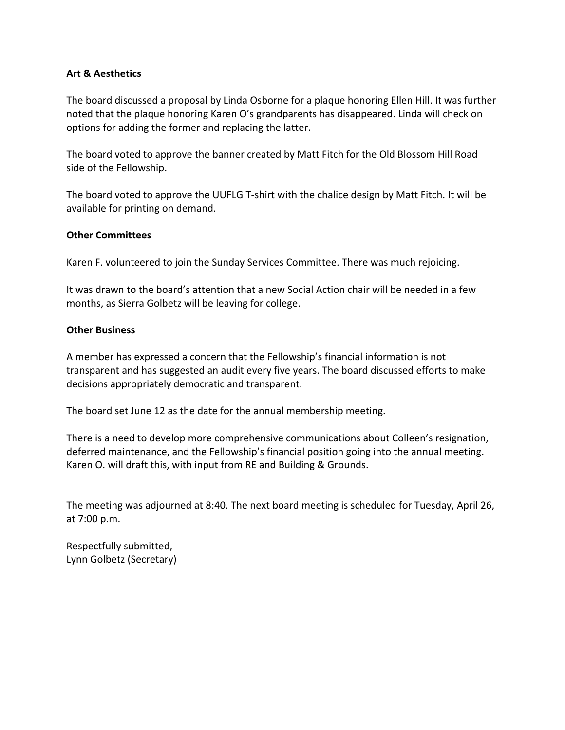**Art & Aesthetics**

The board discussed a proposal by Linda Osborne for a plaque honoring Ellen Hill. It was further noted that the plaque honoring Karen O's grandparents has disappeared. Linda will check on options for adding the former and replacing the latter.

The board voted to approve the banner created by Matt Fitch for the Old Blossom Hill Road side of the Fellowship.

The board voted to approve the UUFLG T-shirt with the chalice design by Matt Fitch. It will be available for printing on demand.

**Other Committees**

Karen F. volunteered to join the Sunday Services Committee. There was much rejoicing.

It was drawn to the board's attention that a new Social Action chair will be needed in a few months, as Sierra Golbetz will be leaving for college.

**Other Business**

A member has expressed a concern that the Fellowship's financial information is not transparent and has suggested an audit every five years. The board discussed efforts to make decisions appropriately democratic and transparent.

The board set June 12 as the date for the annual membership meeting.

There is a need to develop more comprehensive communications about Colleen's resignation, deferred maintenance, and the Fellowship's financial position going into the annual meeting. Karen O. will draft this, with input from RE and Building & Grounds.

The meeting was adjourned at 8:40. The next board meeting is scheduled for Tuesday, April 26, at 7:00 p.m.

Respectfully submitted,
Lynn Golbetz (Secretary)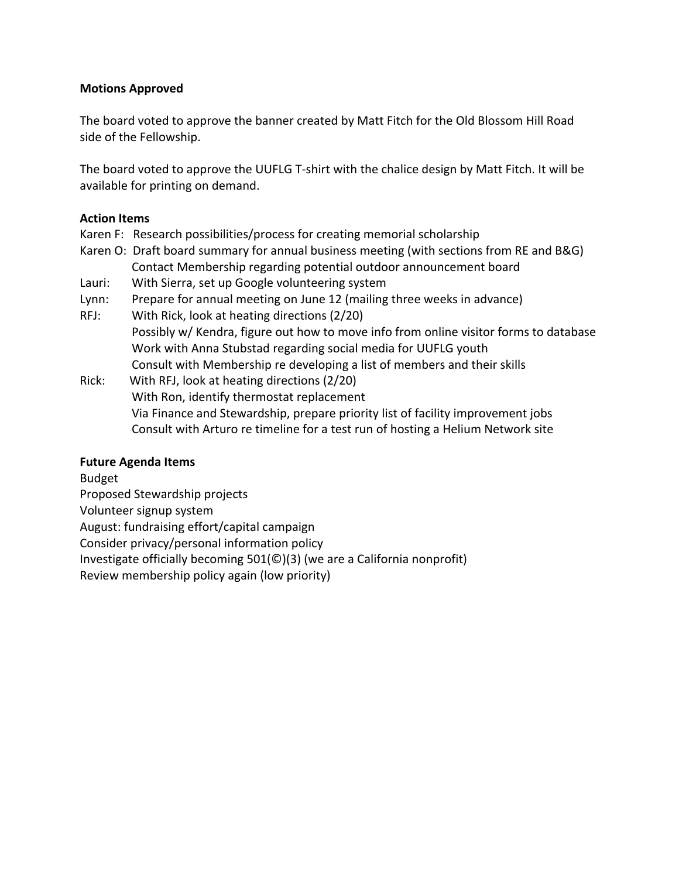**Motions Approved**

The board voted to approve the banner created by Matt Fitch for the Old Blossom Hill Road side of the Fellowship.

The board voted to approve the UUFLG T-shirt with the chalice design by Matt Fitch. It will be available for printing on demand.

**Action Items**

Karen F: Research possibilities/process for creating memorial scholarship
Karen O: Draft board summary for annual business meeting (with sections from RE and B&G)
Contact Membership regarding potential outdoor announcement board
Lauri: With Sierra, set up Google volunteering system
Lynn: Prepare for annual meeting on June 12 (mailing three weeks in advance)
RFJ: With Rick, look at heating directions (2/20)
Possibly w/ Kendra, figure out how to move info from online visitor forms to database
Work with Anna Stubstad regarding social media for UUFLG youth
Consult with Membership re developing a list of members and their skills
Rick: With RFJ, look at heating directions (2/20)
With Ron, identify thermostat replacement
Via Finance and Stewardship, prepare priority list of facility improvement jobs
Consult with Arturo re timeline for a test run of hosting a Helium Network site

**Future Agenda Items**

Budget
Proposed Stewardship projects
Volunteer signup system
August: fundraising effort/capital campaign
Consider privacy/personal information policy
Investigate officially becoming 501(©)(3) (we are a California nonprofit)
Review membership policy again (low priority)